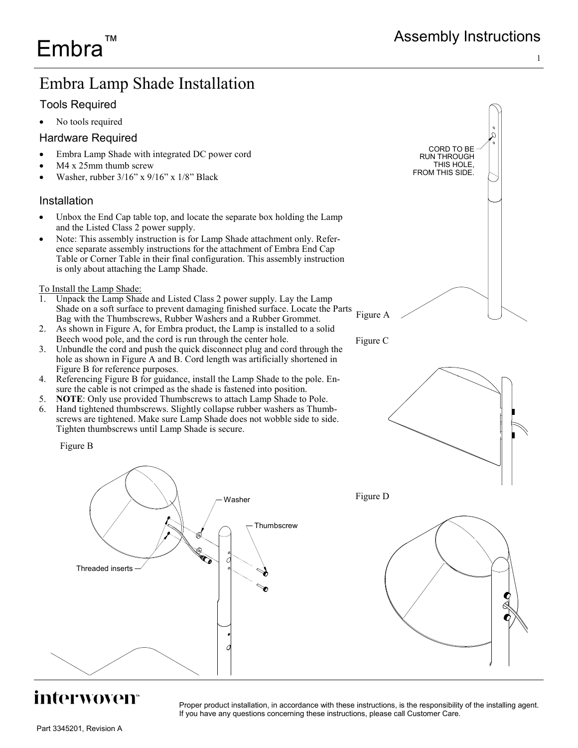# Embra™

## Assembly Instructions

# Embra Lamp Shade Installation

### Tools Required

- No tools required

### Hardware Required

- Embra Lamp Shade with integrated DC power cord
- M4 x 25mm thumb screw
- Washer, rubber 3/16" x 9/16" x 1/8" Black

### Installation

- Unbox the End Cap table top, and locate the separate box holding the Lamp and the Listed Class 2 power supply.
- Note: This assembly instruction is for Lamp Shade attachment only. Reference separate assembly instructions for the attachment of Embra End Cap Table or Corner Table in their final configuration. This assembly instruction is only about attaching the Lamp Shade.

To Install the Lamp Shade:

1. Unpack the Lamp Shade and Listed Class 2 power supply. Lay the Lamp Shade on a soft surface to prevent damaging finished surface. Locate the Parts Bag with the Thumbscrews, Rubber Washers and a Rubber Grommet.
2. As shown in Figure A, for Embra product, the Lamp is installed to a solid Beech wood pole, and the cord is run through the center hole.
3. Unbundle the cord and push the quick disconnect plug and cord through the hole as shown in Figure A and B. Cord length was artificially shortened in Figure B for reference purposes.
4. Referencing Figure B for guidance, install the Lamp Shade to the pole. Ensure the cable is not crimped as the shade is fastened into position.
5. **NOTE**: Only use provided Thumbscrews to attach Lamp Shade to Pole.
6. Hand tightened thumbscrews. Slightly collapse rubber washers as Thumbscrews are tightened. Make sure Lamp Shade does not wobble side to side. Tighten thumbscrews until Lamp Shade is secure.

CORD TO BE RUN THROUGH THIS HOLE, FROM THIS SIDE.

Figure A

Figure C

Figure B

Washer

Thumbscrew

Threaded inserts

Figure D

Proper product installation, in accordance with these instructions, is the responsibility of the installing agent. If you have any questions concerning these instructions, please call Customer Care.

Part 3345201, Revision A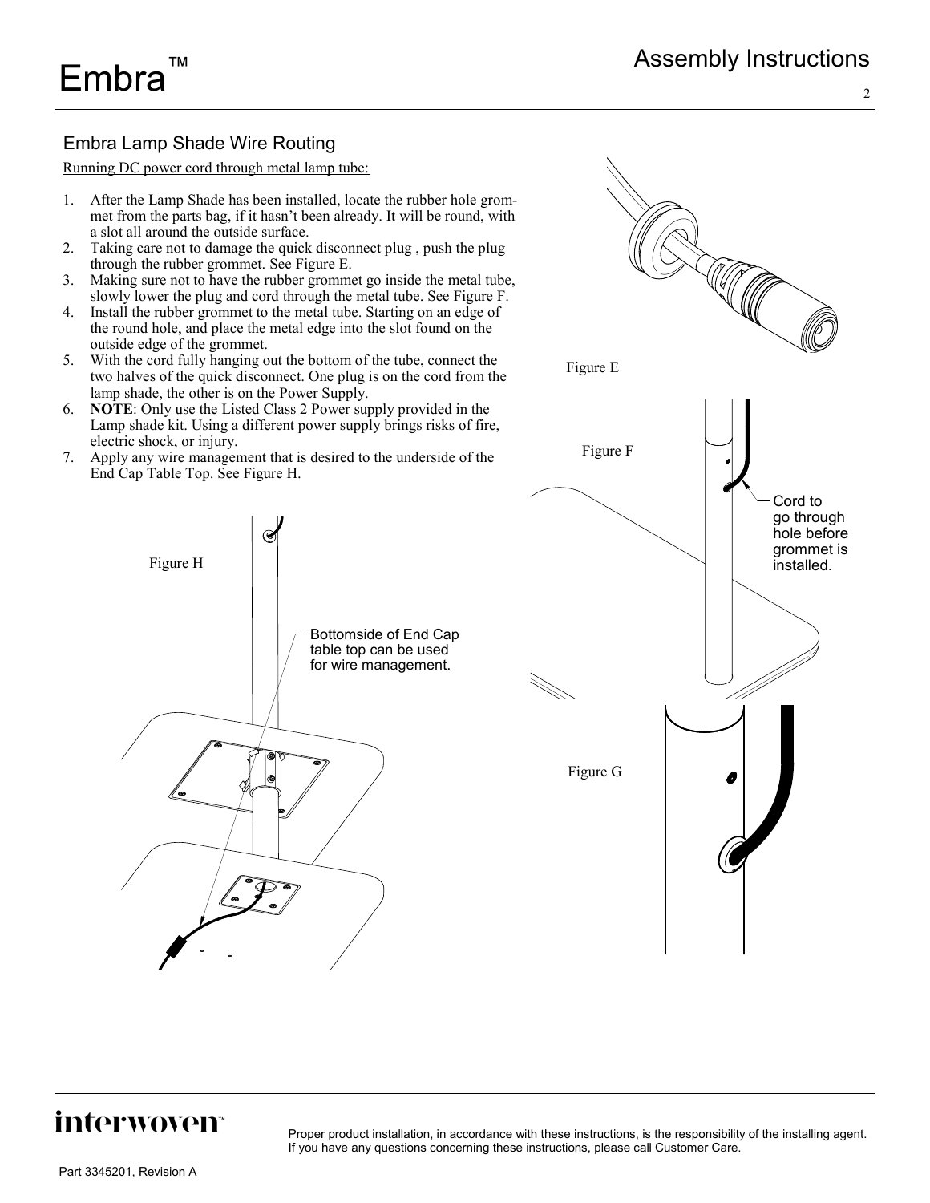## Embra Lamp Shade Wire Routing

Running DC power cord through metal lamp tube:

1. After the Lamp Shade has been installed, locate the rubber hole grommet from the parts bag, if it hasn't been already. It will be round, with a slot all around the outside surface.
2. Taking care not to damage the quick disconnect plug , push the plug through the rubber grommet. See Figure E.
3. Making sure not to have the rubber grommet go inside the metal tube, slowly lower the plug and cord through the metal tube. See Figure F.
4. Install the rubber grommet to the metal tube. Starting on an edge of the round hole, and place the metal edge into the slot found on the outside edge of the grommet.
5. With the cord fully hanging out the bottom of the tube, connect the two halves of the quick disconnect. One plug is on the cord from the lamp shade, the other is on the Power Supply.
6. **NOTE**: Only use the Listed Class 2 Power supply provided in the Lamp shade kit. Using a different power supply brings risks of fire, electric shock, or injury.
7. Apply any wire management that is desired to the underside of the End Cap Table Top. See Figure H.

Figure E

Figure F

Cord to go through hole before grommet is installed.

Figure G

Figure H

Bottomside of End Cap table top can be used for wire management.

Proper product installation, in accordance with these instructions, is the responsibility of the installing agent. If you have any questions concerning these instructions, please call Customer Care.

Part 3345201, Revision A